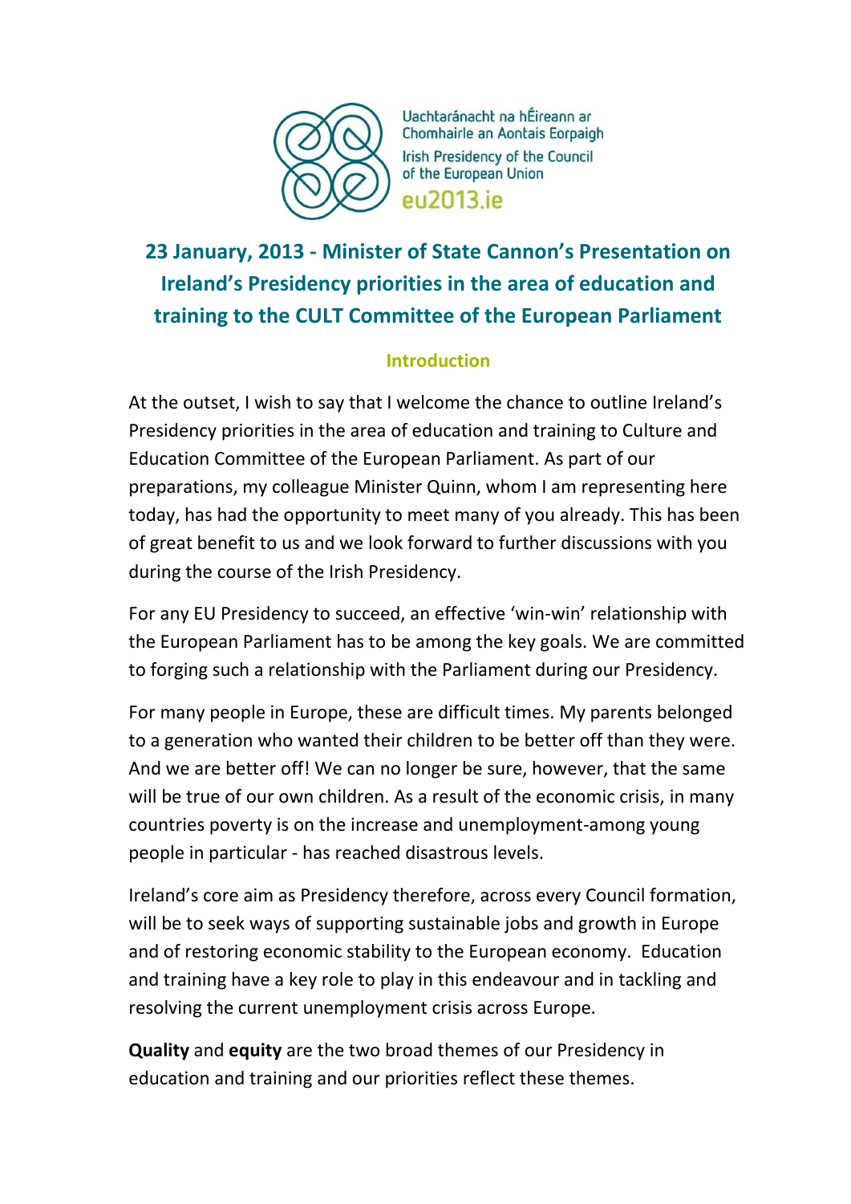Uachtaránacht na hÉireann ar Chomhairle an Aontais Eorpaigh

Irish Presidency of the Council of the European Union

eu2013.ie

# 23 January, 2013 - Minister of State Cannon's Presentation on Ireland's Presidency priorities in the area of education and training to the CULT Committee of the European Parliament

## Introduction

At the outset, I wish to say that I welcome the chance to outline Ireland's Presidency priorities in the area of education and training to Culture and Education Committee of the European Parliament. As part of our preparations, my colleague Minister Quinn, whom I am representing here today, has had the opportunity to meet many of you already. This has been of great benefit to us and we look forward to further discussions with you during the course of the Irish Presidency.

For any EU Presidency to succeed, an effective 'win-win' relationship with the European Parliament has to be among the key goals. We are committed to forging such a relationship with the Parliament during our Presidency.

For many people in Europe, these are difficult times. My parents belonged to a generation who wanted their children to be better off than they were. And we are better off! We can no longer be sure, however, that the same will be true of our own children. As a result of the economic crisis, in many countries poverty is on the increase and unemployment-among young people in particular - has reached disastrous levels.

Ireland's core aim as Presidency therefore, across every Council formation, will be to seek ways of supporting sustainable jobs and growth in Europe and of restoring economic stability to the European economy. Education and training have a key role to play in this endeavour and in tackling and resolving the current unemployment crisis across Europe.

**Quality** and **equity** are the two broad themes of our Presidency in education and training and our priorities reflect these themes.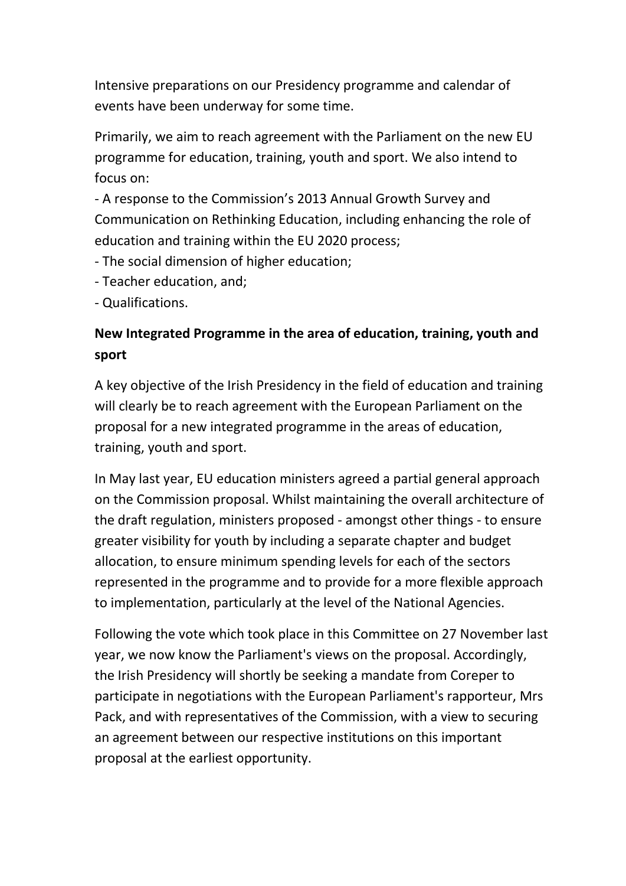Intensive preparations on our Presidency programme and calendar of events have been underway for some time.

Primarily, we aim to reach agreement with the Parliament on the new EU programme for education, training, youth and sport. We also intend to focus on:

- A response to the Commission’s 2013 Annual Growth Survey and Communication on Rethinking Education, including enhancing the role of education and training within the EU 2020 process;
- The social dimension of higher education;
- Teacher education, and;
- Qualifications.

**New Integrated Programme in the area of education, training, youth and sport**

A key objective of the Irish Presidency in the field of education and training will clearly be to reach agreement with the European Parliament on the proposal for a new integrated programme in the areas of education, training, youth and sport.

In May last year, EU education ministers agreed a partial general approach on the Commission proposal. Whilst maintaining the overall architecture of the draft regulation, ministers proposed - amongst other things - to ensure greater visibility for youth by including a separate chapter and budget allocation, to ensure minimum spending levels for each of the sectors represented in the programme and to provide for a more flexible approach to implementation, particularly at the level of the National Agencies.

Following the vote which took place in this Committee on 27 November last year, we now know the Parliament's views on the proposal. Accordingly, the Irish Presidency will shortly be seeking a mandate from Coreper to participate in negotiations with the European Parliament's rapporteur, Mrs Pack, and with representatives of the Commission, with a view to securing an agreement between our respective institutions on this important proposal at the earliest opportunity.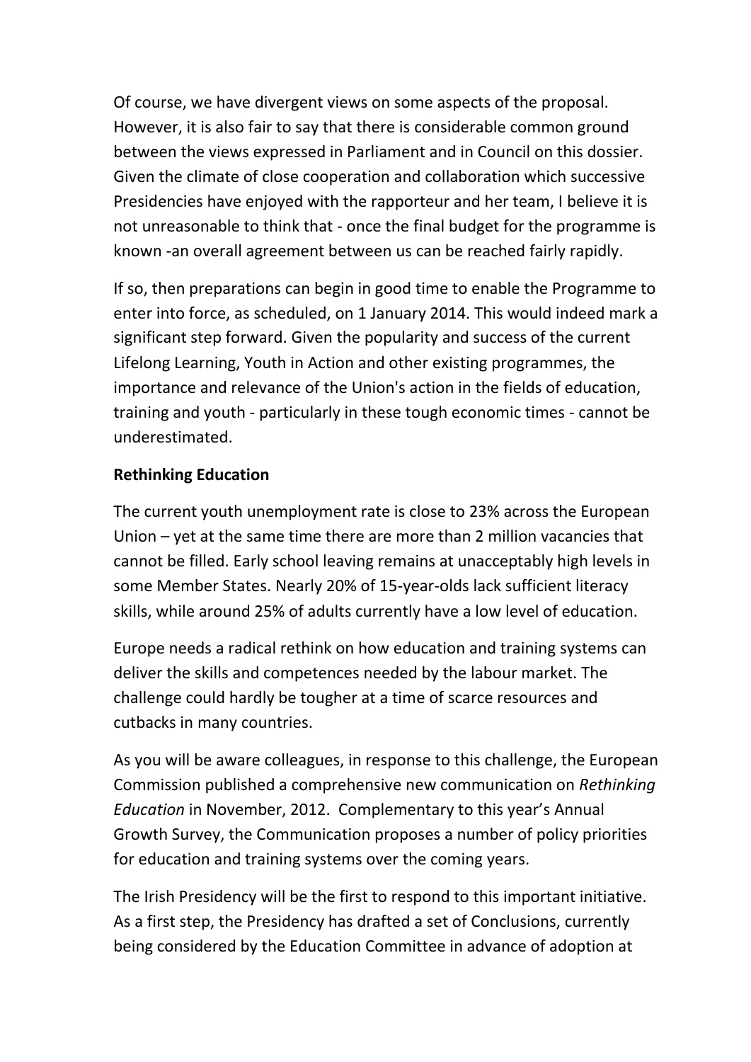Of course, we have divergent views on some aspects of the proposal. However, it is also fair to say that there is considerable common ground between the views expressed in Parliament and in Council on this dossier. Given the climate of close cooperation and collaboration which successive Presidencies have enjoyed with the rapporteur and her team, I believe it is not unreasonable to think that - once the final budget for the programme is known -an overall agreement between us can be reached fairly rapidly.

If so, then preparations can begin in good time to enable the Programme to enter into force, as scheduled, on 1 January 2014. This would indeed mark a significant step forward. Given the popularity and success of the current Lifelong Learning, Youth in Action and other existing programmes, the importance and relevance of the Union's action in the fields of education, training and youth - particularly in these tough economic times - cannot be underestimated.

**Rethinking Education**

The current youth unemployment rate is close to 23% across the European Union – yet at the same time there are more than 2 million vacancies that cannot be filled. Early school leaving remains at unacceptably high levels in some Member States. Nearly 20% of 15-year-olds lack sufficient literacy skills, while around 25% of adults currently have a low level of education.

Europe needs a radical rethink on how education and training systems can deliver the skills and competences needed by the labour market. The challenge could hardly be tougher at a time of scarce resources and cutbacks in many countries.

As you will be aware colleagues, in response to this challenge, the European Commission published a comprehensive new communication on *Rethinking Education* in November, 2012. Complementary to this year's Annual Growth Survey, the Communication proposes a number of policy priorities for education and training systems over the coming years.

The Irish Presidency will be the first to respond to this important initiative. As a first step, the Presidency has drafted a set of Conclusions, currently being considered by the Education Committee in advance of adoption at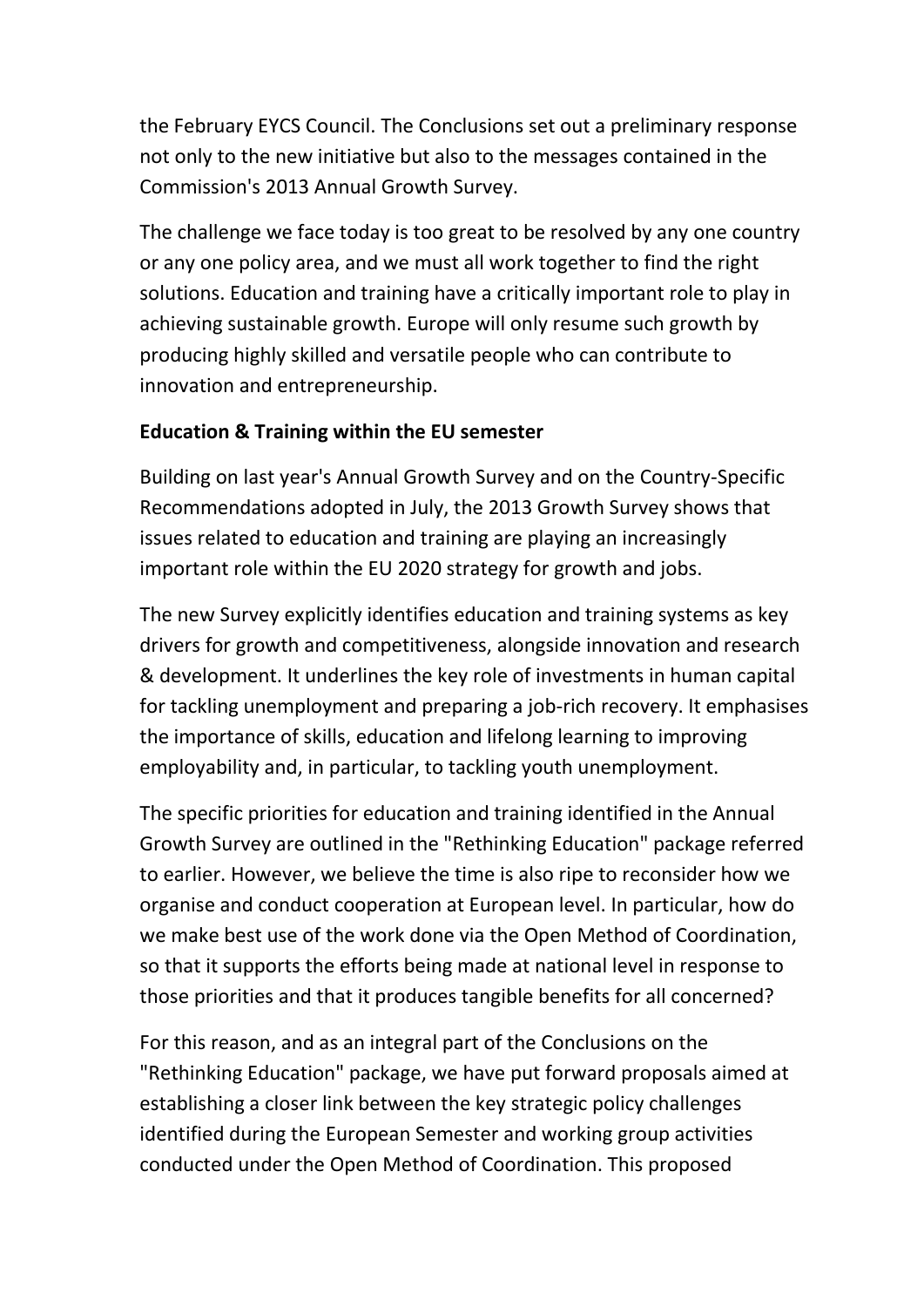the February EYCS Council. The Conclusions set out a preliminary response not only to the new initiative but also to the messages contained in the Commission's 2013 Annual Growth Survey.

The challenge we face today is too great to be resolved by any one country or any one policy area, and we must all work together to find the right solutions. Education and training have a critically important role to play in achieving sustainable growth. Europe will only resume such growth by producing highly skilled and versatile people who can contribute to innovation and entrepreneurship.

**Education & Training within the EU semester**

Building on last year's Annual Growth Survey and on the Country-Specific Recommendations adopted in July, the 2013 Growth Survey shows that issues related to education and training are playing an increasingly important role within the EU 2020 strategy for growth and jobs.

The new Survey explicitly identifies education and training systems as key drivers for growth and competitiveness, alongside innovation and research & development. It underlines the key role of investments in human capital for tackling unemployment and preparing a job-rich recovery. It emphasises the importance of skills, education and lifelong learning to improving employability and, in particular, to tackling youth unemployment.

The specific priorities for education and training identified in the Annual Growth Survey are outlined in the "Rethinking Education" package referred to earlier. However, we believe the time is also ripe to reconsider how we organise and conduct cooperation at European level. In particular, how do we make best use of the work done via the Open Method of Coordination, so that it supports the efforts being made at national level in response to those priorities and that it produces tangible benefits for all concerned?

For this reason, and as an integral part of the Conclusions on the "Rethinking Education" package, we have put forward proposals aimed at establishing a closer link between the key strategic policy challenges identified during the European Semester and working group activities conducted under the Open Method of Coordination. This proposed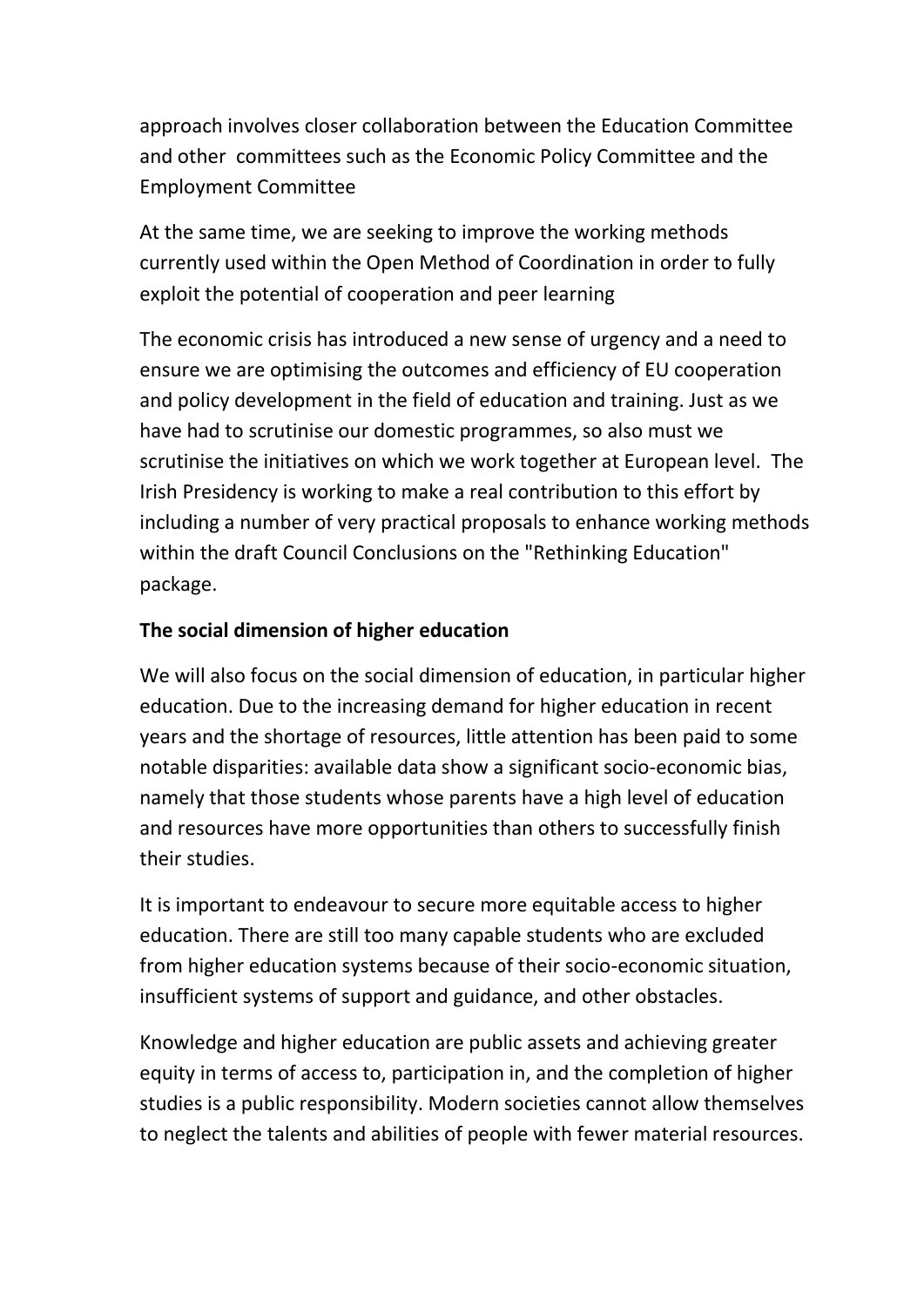approach involves closer collaboration between the Education Committee and other committees such as the Economic Policy Committee and the Employment Committee

At the same time, we are seeking to improve the working methods currently used within the Open Method of Coordination in order to fully exploit the potential of cooperation and peer learning

The economic crisis has introduced a new sense of urgency and a need to ensure we are optimising the outcomes and efficiency of EU cooperation and policy development in the field of education and training. Just as we have had to scrutinise our domestic programmes, so also must we scrutinise the initiatives on which we work together at European level. The Irish Presidency is working to make a real contribution to this effort by including a number of very practical proposals to enhance working methods within the draft Council Conclusions on the "Rethinking Education" package.

**The social dimension of higher education**

We will also focus on the social dimension of education, in particular higher education. Due to the increasing demand for higher education in recent years and the shortage of resources, little attention has been paid to some notable disparities: available data show a significant socio-economic bias, namely that those students whose parents have a high level of education and resources have more opportunities than others to successfully finish their studies.

It is important to endeavour to secure more equitable access to higher education. There are still too many capable students who are excluded from higher education systems because of their socio-economic situation, insufficient systems of support and guidance, and other obstacles.

Knowledge and higher education are public assets and achieving greater equity in terms of access to, participation in, and the completion of higher studies is a public responsibility. Modern societies cannot allow themselves to neglect the talents and abilities of people with fewer material resources.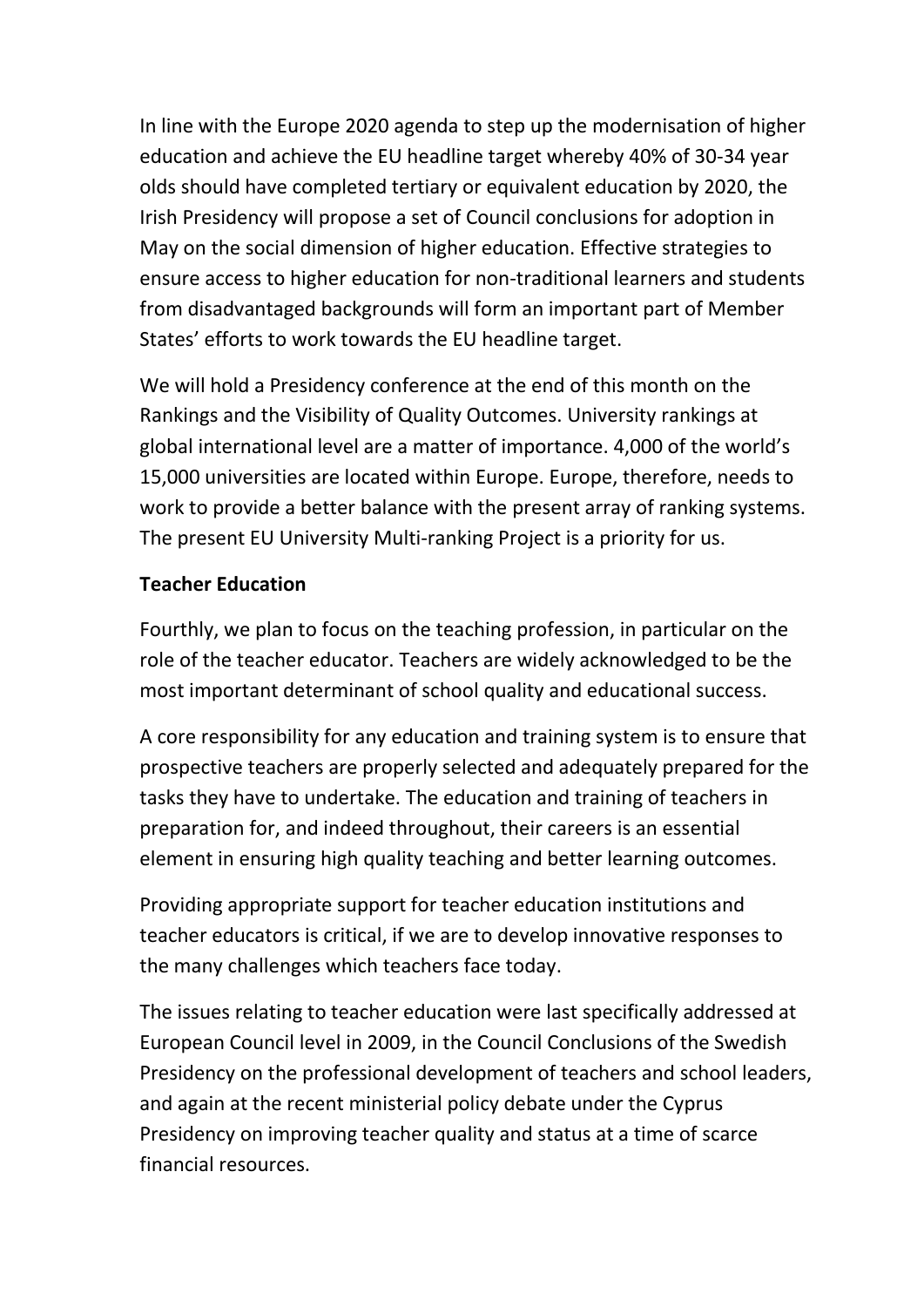In line with the Europe 2020 agenda to step up the modernisation of higher education and achieve the EU headline target whereby 40% of 30-34 year olds should have completed tertiary or equivalent education by 2020, the Irish Presidency will propose a set of Council conclusions for adoption in May on the social dimension of higher education. Effective strategies to ensure access to higher education for non-traditional learners and students from disadvantaged backgrounds will form an important part of Member States' efforts to work towards the EU headline target.

We will hold a Presidency conference at the end of this month on the Rankings and the Visibility of Quality Outcomes. University rankings at global international level are a matter of importance. 4,000 of the world's 15,000 universities are located within Europe. Europe, therefore, needs to work to provide a better balance with the present array of ranking systems. The present EU University Multi-ranking Project is a priority for us.

**Teacher Education**

Fourthly, we plan to focus on the teaching profession, in particular on the role of the teacher educator. Teachers are widely acknowledged to be the most important determinant of school quality and educational success.

A core responsibility for any education and training system is to ensure that prospective teachers are properly selected and adequately prepared for the tasks they have to undertake. The education and training of teachers in preparation for, and indeed throughout, their careers is an essential element in ensuring high quality teaching and better learning outcomes.

Providing appropriate support for teacher education institutions and teacher educators is critical, if we are to develop innovative responses to the many challenges which teachers face today.

The issues relating to teacher education were last specifically addressed at European Council level in 2009, in the Council Conclusions of the Swedish Presidency on the professional development of teachers and school leaders, and again at the recent ministerial policy debate under the Cyprus Presidency on improving teacher quality and status at a time of scarce financial resources.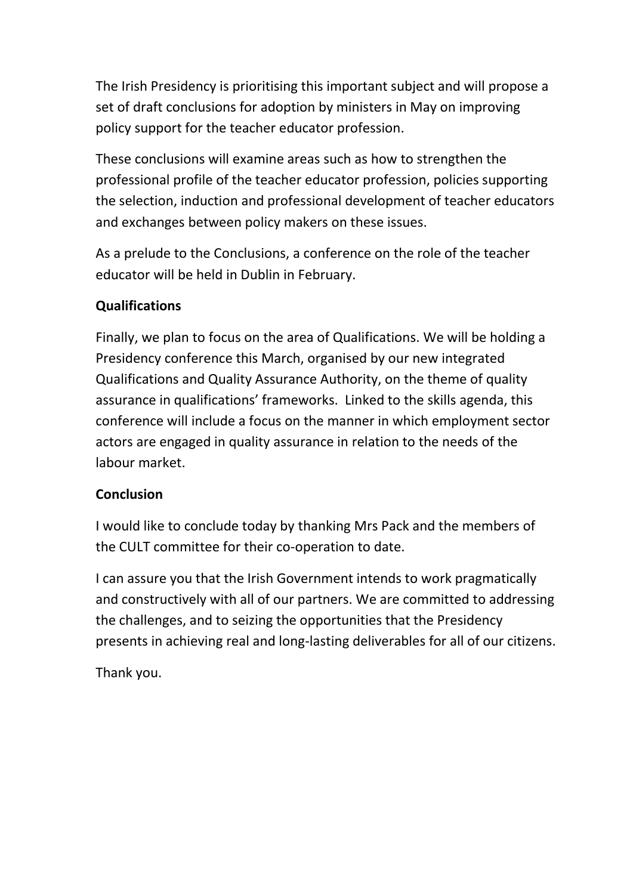The Irish Presidency is prioritising this important subject and will propose a set of draft conclusions for adoption by ministers in May on improving policy support for the teacher educator profession.

These conclusions will examine areas such as how to strengthen the professional profile of the teacher educator profession, policies supporting the selection, induction and professional development of teacher educators and exchanges between policy makers on these issues.

As a prelude to the Conclusions, a conference on the role of the teacher educator will be held in Dublin in February.

**Qualifications**

Finally, we plan to focus on the area of Qualifications. We will be holding a Presidency conference this March, organised by our new integrated Qualifications and Quality Assurance Authority, on the theme of quality assurance in qualifications' frameworks. Linked to the skills agenda, this conference will include a focus on the manner in which employment sector actors are engaged in quality assurance in relation to the needs of the labour market.

**Conclusion**

I would like to conclude today by thanking Mrs Pack and the members of the CULT committee for their co-operation to date.

I can assure you that the Irish Government intends to work pragmatically and constructively with all of our partners. We are committed to addressing the challenges, and to seizing the opportunities that the Presidency presents in achieving real and long-lasting deliverables for all of our citizens.

Thank you.